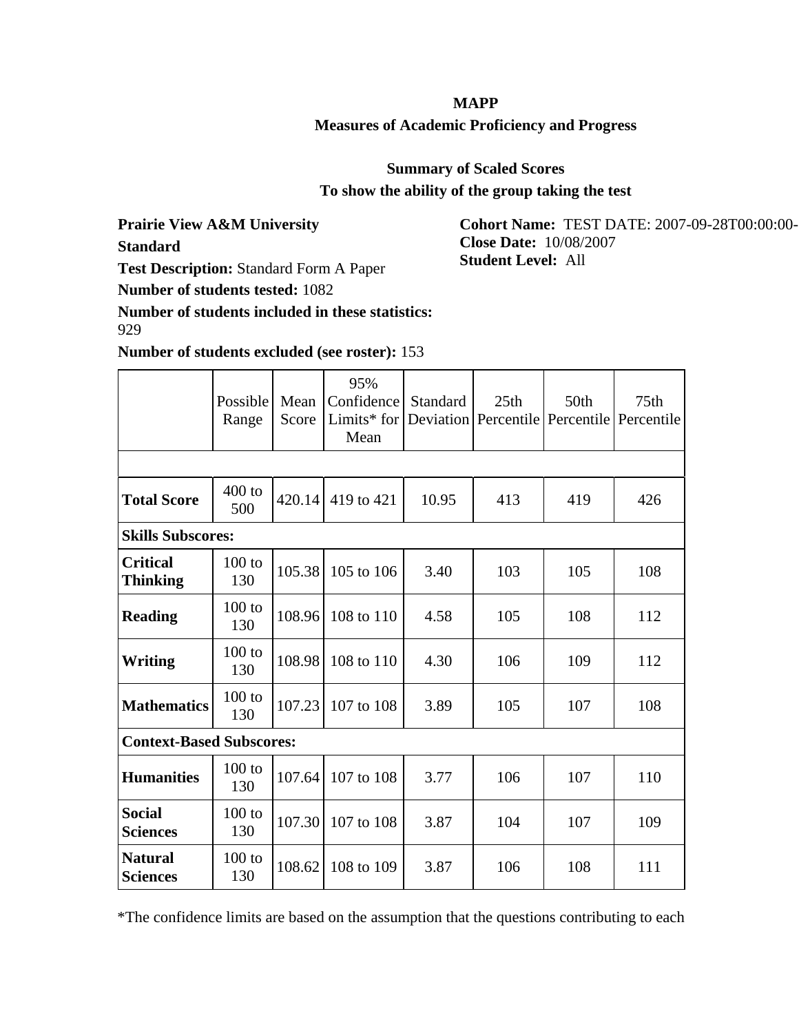# MAPP

## Measures of Academic Proficiency and Progress

### Summary of Scaled Scores

### To show the ability of the group taking the test

**Prairie View A&M University**

**Standard**

**Test Description:** Standard Form A Paper

**Number of students tested:** 1082

**Number of students included in these statistics:** 929

**Number of students excluded (see roster):** 153

**Cohort Name:** TEST DATE: 2007-09-28T00:00:00-

**Close Date:** 10/08/2007

**Student Level:** All

| | Possible Range | Mean Score | 95% Confidence Limits* for Mean | Standard Deviation | 25th Percentile | 50th Percentile | 75th Percentile |
|---|---|---|---|---|---|---|---|
| | | | | | | | |
| **Total Score** | 400 to 500 | 420.14 | 419 to 421 | 10.95 | 413 | 419 | 426 |
| **Skills Subscores:** | | | | | | | |
| **Critical Thinking** | 100 to 130 | 105.38 | 105 to 106 | 3.40 | 103 | 105 | 108 |
| **Reading** | 100 to 130 | 108.96 | 108 to 110 | 4.58 | 105 | 108 | 112 |
| **Writing** | 100 to 130 | 108.98 | 108 to 110 | 4.30 | 106 | 109 | 112 |
| **Mathematics** | 100 to 130 | 107.23 | 107 to 108 | 3.89 | 105 | 107 | 108 |
| **Context-Based Subscores:** | | | | | | | |
| **Humanities** | 100 to 130 | 107.64 | 107 to 108 | 3.77 | 106 | 107 | 110 |
| **Social Sciences** | 100 to 130 | 107.30 | 107 to 108 | 3.87 | 104 | 107 | 109 |
| **Natural Sciences** | 100 to 130 | 108.62 | 108 to 109 | 3.87 | 106 | 108 | 111 |

*The confidence limits are based on the assumption that the questions contributing to each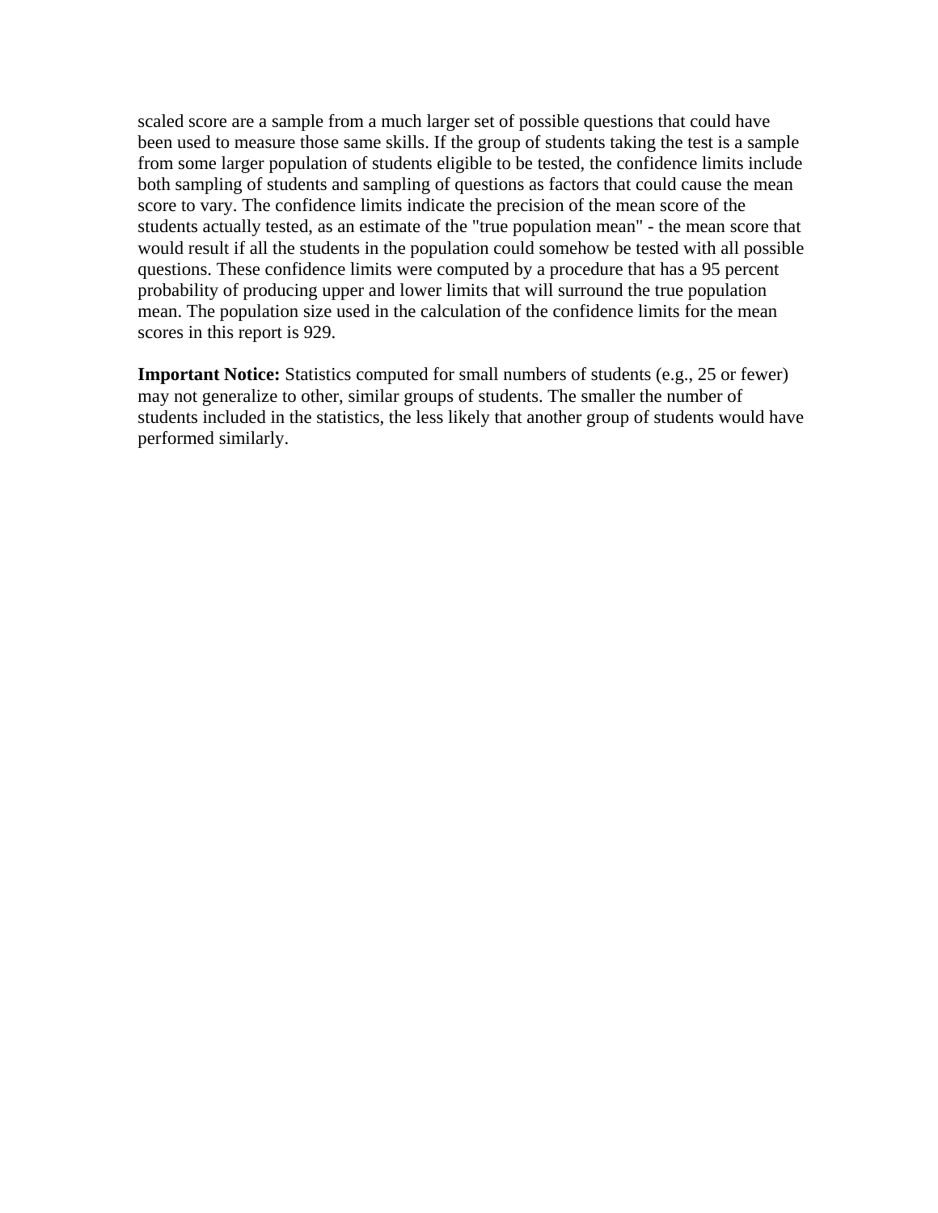scaled score are a sample from a much larger set of possible questions that could have been used to measure those same skills. If the group of students taking the test is a sample from some larger population of students eligible to be tested, the confidence limits include both sampling of students and sampling of questions as factors that could cause the mean score to vary. The confidence limits indicate the precision of the mean score of the students actually tested, as an estimate of the "true population mean" - the mean score that would result if all the students in the population could somehow be tested with all possible questions. These confidence limits were computed by a procedure that has a 95 percent probability of producing upper and lower limits that will surround the true population mean. The population size used in the calculation of the confidence limits for the mean scores in this report is 929.

**Important Notice:** Statistics computed for small numbers of students (e.g., 25 or fewer) may not generalize to other, similar groups of students. The smaller the number of students included in the statistics, the less likely that another group of students would have performed similarly.